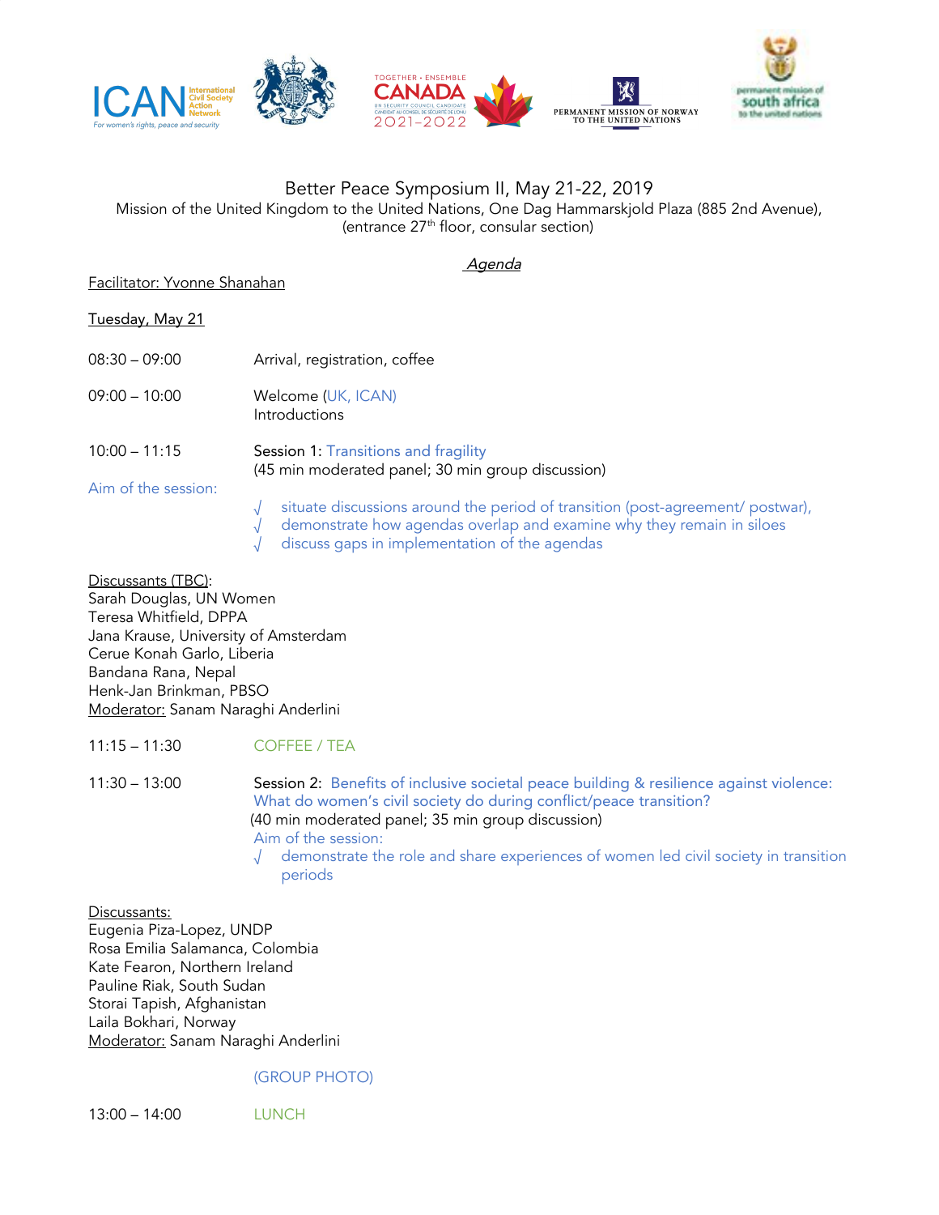# Better Peace Symposium II, May 21-22, 2019

Mission of the United Kingdom to the United Nations, One Dag Hammarskjold Plaza (885 2nd Avenue), (entrance 27th floor, consular section)

*Agenda*

Facilitator: Yvonne Shanahan

**Tuesday, May 21**

08:30 – 09:00 Arrival, registration, coffee

09:00 – 10:00 Welcome (UK, ICAN)
Introductions

10:00 – 11:15 Session 1: Transitions and fragility
(45 min moderated panel; 30 min group discussion)

Aim of the session:

- √ situate discussions around the period of transition (post-agreement/ postwar),
- √ demonstrate how agendas overlap and examine why they remain in siloes
- √ discuss gaps in implementation of the agendas

Discussants (TBC):
Sarah Douglas, UN Women
Teresa Whitfield, DPPA
Jana Krause, University of Amsterdam
Cerue Konah Garlo, Liberia
Bandana Rana, Nepal
Henk-Jan Brinkman, PBSO
Moderator: Sanam Naraghi Anderlini

11:15 – 11:30 COFFEE / TEA

11:30 – 13:00 Session 2: Benefits of inclusive societal peace building & resilience against violence: What do women's civil society do during conflict/peace transition?
(40 min moderated panel; 35 min group discussion)
Aim of the session:

- √ demonstrate the role and share experiences of women led civil society in transition periods

Discussants:
Eugenia Piza-Lopez, UNDP
Rosa Emilia Salamanca, Colombia
Kate Fearon, Northern Ireland
Pauline Riak, South Sudan
Storai Tapish, Afghanistan
Laila Bokhari, Norway
Moderator: Sanam Naraghi Anderlini

(GROUP PHOTO)

13:00 – 14:00 LUNCH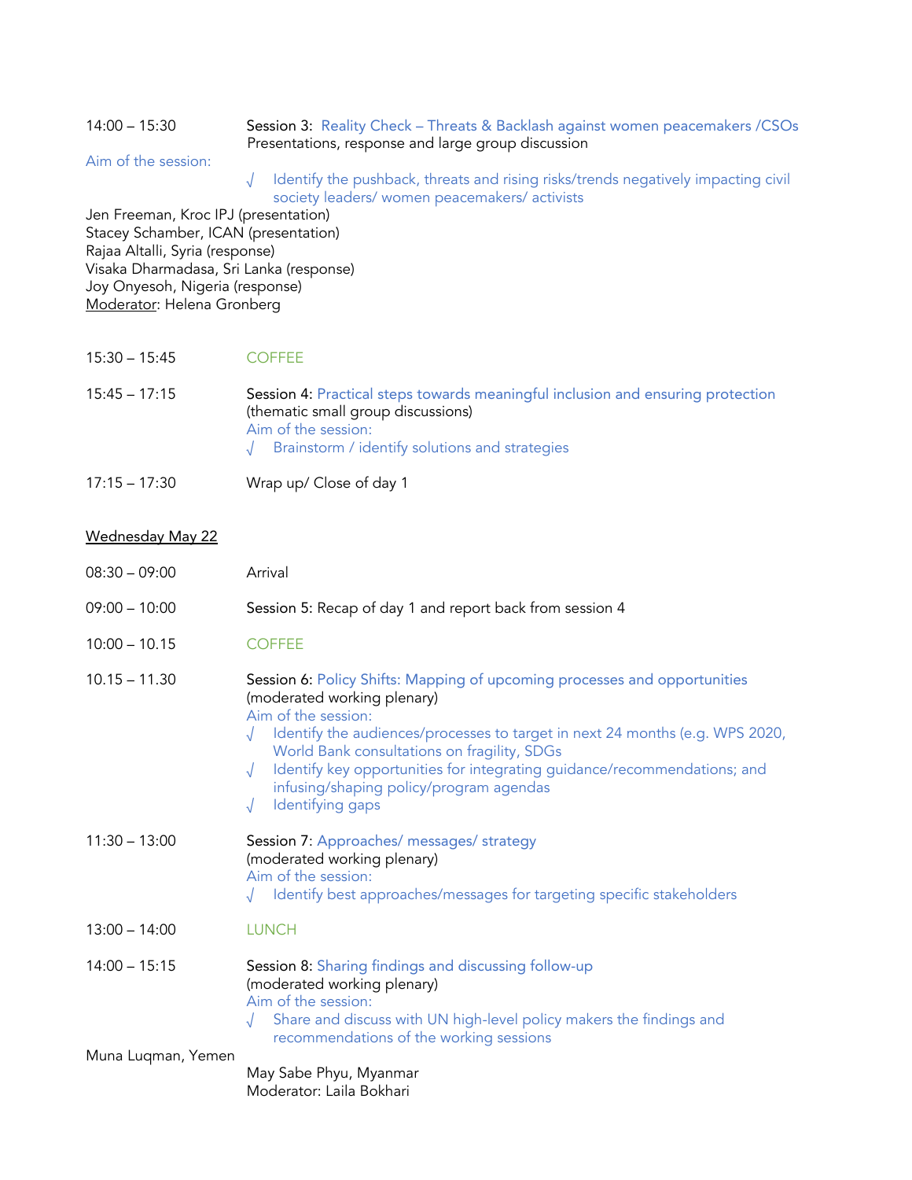14:00 – 15:30 Session 3: Reality Check – Threats & Backlash against women peacemakers /CSOs
Presentations, response and large group discussion

Aim of the session:

√ Identify the pushback, threats and rising risks/trends negatively impacting civil society leaders/ women peacemakers/ activists

Jen Freeman, Kroc IPJ (presentation)
Stacey Schamber, ICAN (presentation)
Rajaa Altalli, Syria (response)
Visaka Dharmadasa, Sri Lanka (response)
Joy Onyesoh, Nigeria (response)
Moderator: Helena Gronberg

15:30 – 15:45 COFFEE

15:45 – 17:15 Session 4: Practical steps towards meaningful inclusion and ensuring protection
(thematic small group discussions)
Aim of the session:
√ Brainstorm / identify solutions and strategies

17:15 – 17:30 Wrap up/ Close of day 1

## Wednesday May 22

08:30 – 09:00 Arrival

09:00 – 10:00 Session 5: Recap of day 1 and report back from session 4

10:00 – 10.15 COFFEE

10.15 – 11.30 Session 6: Policy Shifts: Mapping of upcoming processes and opportunities
(moderated working plenary)
Aim of the session:
√ Identify the audiences/processes to target in next 24 months (e.g. WPS 2020, World Bank consultations on fragility, SDGs
√ Identify key opportunities for integrating guidance/recommendations; and infusing/shaping policy/program agendas
√ Identifying gaps

11:30 – 13:00 Session 7: Approaches/ messages/ strategy
(moderated working plenary)
Aim of the session:
√ Identify best approaches/messages for targeting specific stakeholders

13:00 – 14:00 LUNCH

14:00 – 15:15 Session 8: Sharing findings and discussing follow-up
(moderated working plenary)
Aim of the session:
√ Share and discuss with UN high-level policy makers the findings and recommendations of the working sessions

Muna Luqman, Yemen
May Sabe Phyu, Myanmar
Moderator: Laila Bokhari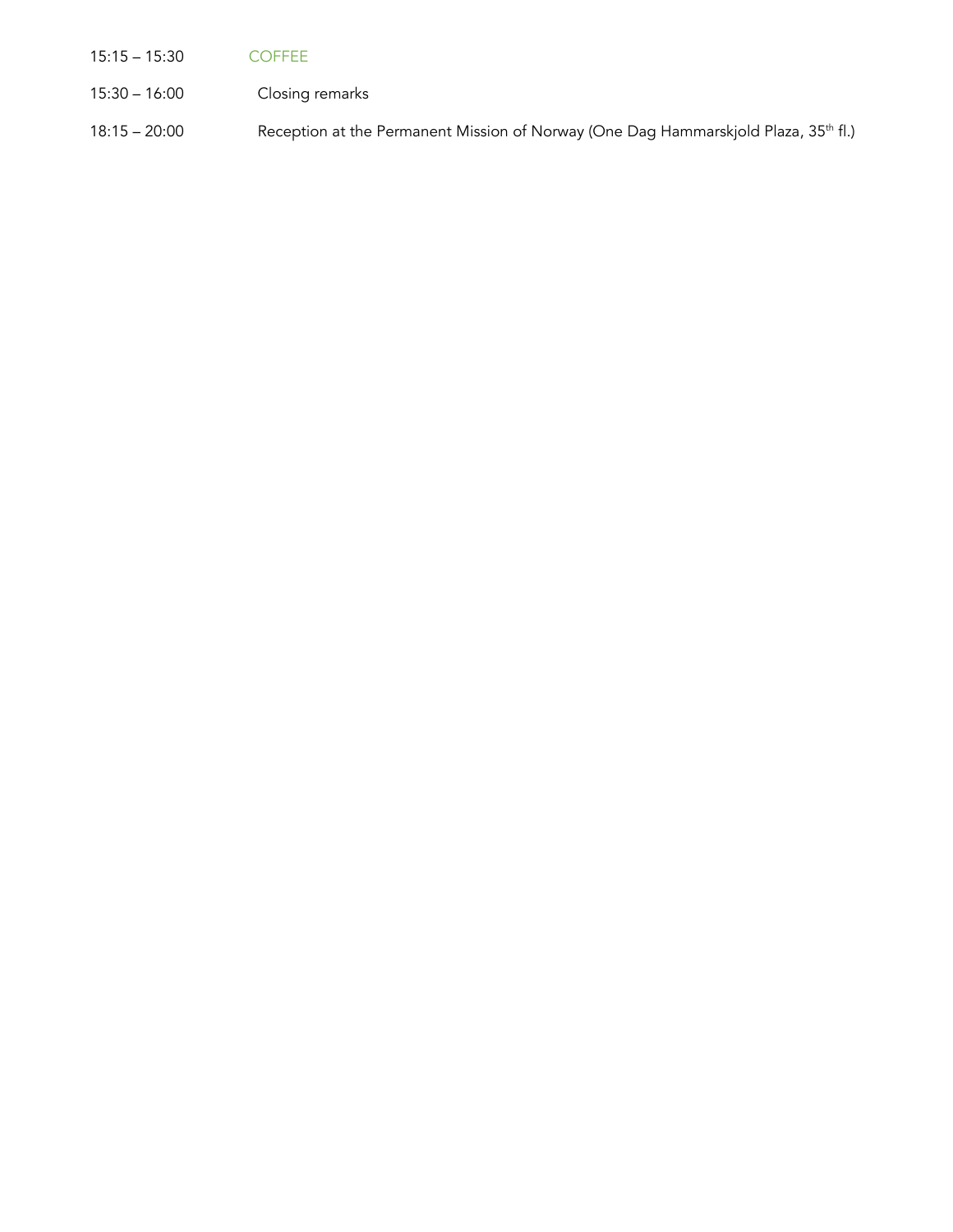| | |
|---|---|
| 15:15 – 15:30 | COFFEE |
| 15:30 – 16:00 | Closing remarks |
| 18:15 – 20:00 | Reception at the Permanent Mission of Norway (One Dag Hammarskjold Plaza, 35th fl.) |